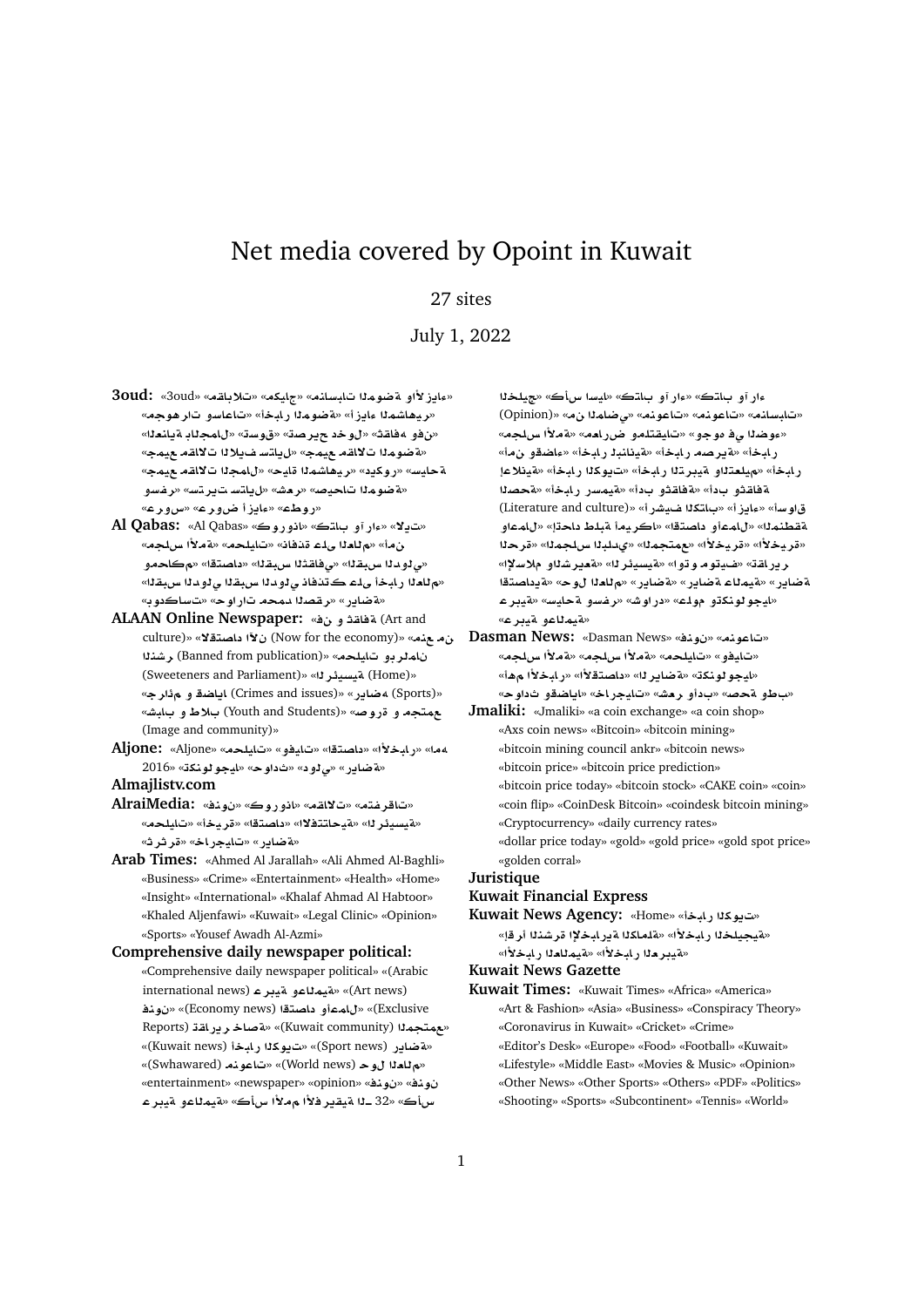# Net media covered by Opoint in Kuwait

27 sites

July 1, 2022

**3oud:** «3oud» «مقالات» «منوعات» «مساحة المرأة» «للأزياء» «أخبار الموضة» «أخبار الموضة مجوهرات وساعات» «العناية بالجمال» «تسوق» «تصريح خاص» «ثقافة وفن» «جميع المقالات» «جميع المقالات الموضة» «جميع المقالات ايف ستايل» «جميع المقالات المجال» «حياة وسفر» «ديكور» «سفر» «صحيات الموضة» «عرب» «عروض» «عروض أزياء» «عطور»

**Al Qabas:** «Al Qabas» «كتاب وآراء» «كورونا» «الأمن» «مجلس الأمة» «محليات» «نافذة على العالم» «اقتصاد» «اقتصادي» «البقاء البرلماني» «الخليج» «القبس الدولي» «القبس الكاريكاتير» «نافذة على أخبار العالم» «بودكاست» «صحيفة القبس» «رياضة»

**ALAAN Online Newspaper:** «فن و ثقافة (Art and culture)» «منوعات (Now for the economy)» «اقتصاد الآن (Banned from publication)» «محليات وبرلمان» «الرئيسية (Sweeteners and Parliament)» «الرئيسية (Home)» «رياضة (Sports)» «جرائم وقضايا (Crimes and issues)» «شباب وطلاب (Youth and Students)» «صورة و مجتمع (Image and community)»

**Aljone:** «Aljone» «منوعات» «محليات» «اقتصاد» «الأخبار» «ما» «حوادث» «دولي» «رياضة» «تكنولوجيا» «2016»

**Almajlistv.com**

**AlraiMedia:** «فنون» «كورونا» «مقالات» «مقترفات» «الرئيسية» «الافتتاحية» «اقتصاد» «أخبار» «محليات» «رياضة» «خارجيات» «ثرثرة»

**Arab Times:** «Ahmed Al Jarallah» «Ali Ahmed Al-Baghli» «Business» «Crime» «Entertainment» «Health» «Home» «Insight» «International» «Khalaf Ahmad Al Habtoor» «Khaled Aljenfawi» «Kuwait» «Legal Clinic» «Opinion» «Sports» «Yousef Awadh Al-Azmi»

**Comprehensive daily newspaper political:** «Comprehensive daily newspaper political» «(Arabic international news) عربية وعالمية» «(Art news) فنون» «(Economy news) اقتصاد وأعمال» «(Exclusive Reports) تقارير خاصة» «(Kuwait community) مجتمع» «(Kuwait news) أخبار الكويت» «(Sport news) رياضة» «(Swhawared) منوعات» «(World news) حول العالم» «entertainment» «newspaper» «opinion» «فنون» «كأس الأمم الأفريقية الـ32» «عربية وعالمية» «الخليج» «كأس آسيا» «كتاب وآراء» «(Opinion) من الماضي» «منوعات» «مسابقات» «مجلس الأمة» «أمن وقضاء» «أخبار المحاكم» «تعليق حول الوضع» «أخبار الصيرفة» «أخبار البنانية» «أخبار التربية والتعليم» «أخبار الكويت» «أخبار الدولية» «إعلانات» «الصحة» «أخبار رسمية» «أدب وثقافة» «أدب وثقافة (Literature and culture)» «أحداث اقتصادية» «آراء» «أسواق» «الكتاب» «أعمال» «اقتصاد» «اتحاد طلبة أمريكا» «المنطقة» «الخارج» «المجتمع» «مجلس البلدي» «الخريجة» «الحزب» «الإسلام والشريعة» «الرئيسية» «أوتوموتيف» «تقارير» «رياضة» «حول العالم» «رياضة عالمية» «اقتصادية» «تكنولوجيا» «عالم ومشاهير» «سياحة وسفر» «عربية» «عربية وعالمية»

**Dasman News:** «Dasman News» «فنون» «منوعات» «مجلس الأمة» «محليات» «وفيات» «أهم الأخبار» «الاقتصاد» «الرياضة» «تكنولوجيا» «حوادث وقضايا» «خارجيات» «شعر وأدب» «صحة وطب»

**Jmaliki:** «Jmaliki» «a coin exchange» «a coin shop» «Axs coin news» «Bitcoin» «bitcoin mining» «bitcoin mining council ankr» «bitcoin news» «bitcoin price» «bitcoin price prediction» «bitcoin price today» «bitcoin stock» «CAKE coin» «coin» «coin flip» «CoinDesk Bitcoin» «coindesk bitcoin mining» «Cryptocurrency» «daily currency rates» «dollar price today» «gold» «gold price» «gold spot price» «golden corral»

**Juristique**

**Kuwait Financial Express**

**Kuwait News Agency:** «Home» «أخبار الكويت» «اقرأ النشرة الإخبارية الكاملة» «الأخبار الخليجية» «الأخبار العالمية» «الأخبار العربية»

**Kuwait News Gazette**

**Kuwait Times:** «Kuwait Times» «Africa» «America» «Art & Fashion» «Asia» «Business» «Conspiracy Theory» «Coronavirus in Kuwait» «Cricket» «Crime» «Editor's Desk» «Europe» «Food» «Football» «Kuwait» «Lifestyle» «Middle East» «Movies & Music» «Opinion» «Other News» «Other Sports» «Others» «PDF» «Politics» «Shooting» «Sports» «Subcontinent» «Tennis» «World»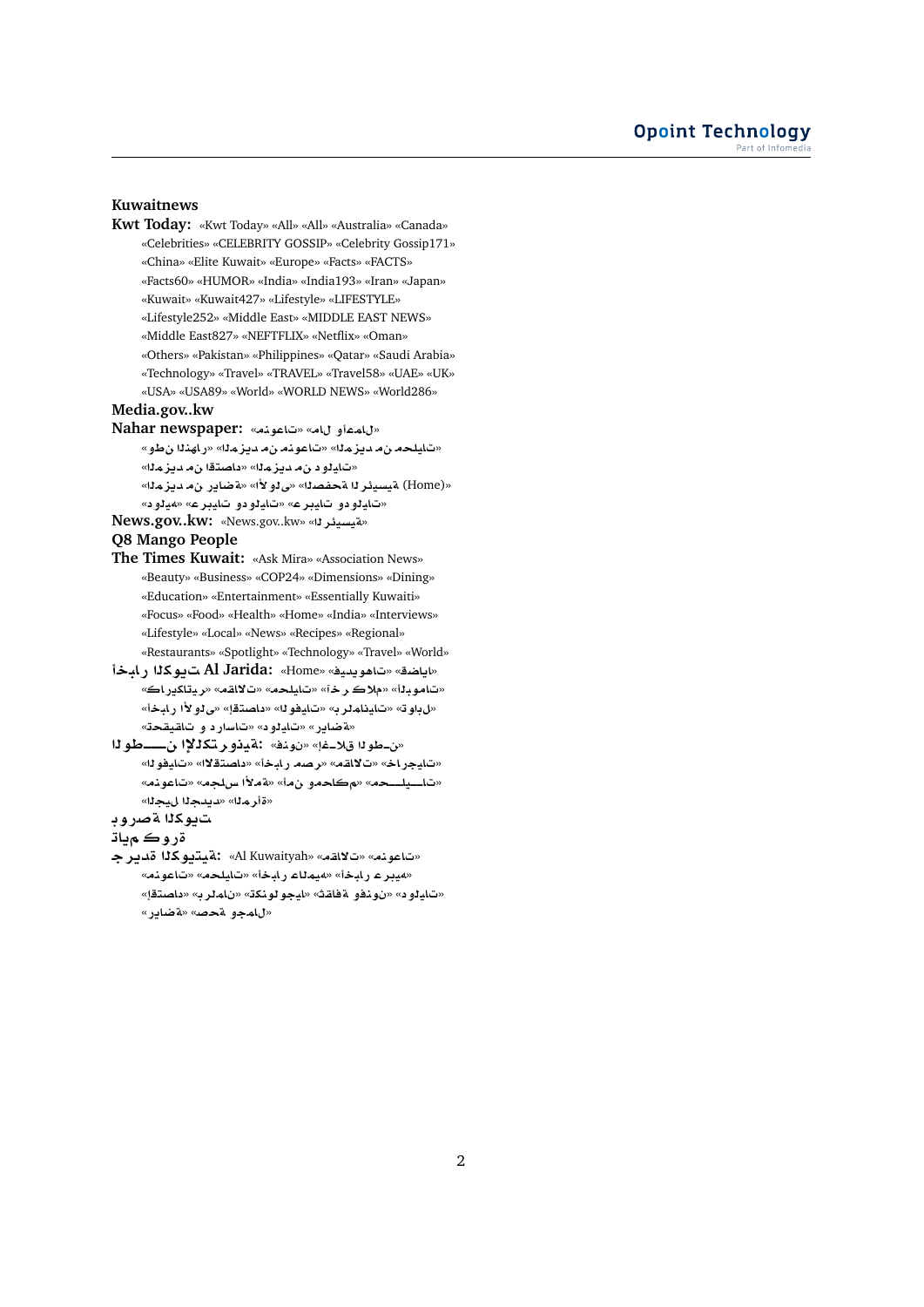**Kuwaitnews**

**Kwt Today:** «Kwt Today» «All» «All» «Australia» «Canada» «Celebrities» «CELEBRITY GOSSIP» «Celebrity Gossip171» «China» «Elite Kuwait» «Europe» «Facts» «FACTS» «Facts60» «HUMOR» «India» «India193» «Iran» «Japan» «Kuwait» «Kuwait427» «Lifestyle» «LIFESTYLE» «Lifestyle252» «Middle East» «MIDDLE EAST NEWS» «Middle East827» «NEFTFLIX» «Netflix» «Oman» «Others» «Pakistan» «Philippines» «Qatar» «Saudi Arabia» «Technology» «Travel» «TRAVEL» «Travel58» «UAE» «UK» «USA» «USA89» «World» «WORLD NEWS» «World286»

**Media.gov..kw**

**Nahar newspaper:** «مال وأعمال» «منوعات» «المزيد من محليات» «المزيد من منوعات» «وطن النهار» «المزيد من دوليات» «المزيد من الاقتصاد» «الصفحة الرئيسية (Home)» «الأولى» «المزيد من رياضة» «عربيات ودوليات» «عربيات ودوليات» «دولية»

**News.gov..kw:** «News.gov..kw» «الرئيسية»

**Q8 Mango People**

**The Times Kuwait:** «Ask Mira» «Association News» «Beauty» «Business» «COP24» «Dimensions» «Dining» «Education» «Entertainment» «Essentially Kuwaiti» «Focus» «Food» «Health» «Home» «India» «Interviews» «Lifestyle» «Local» «News» «Recipes» «Regional» «Restaurants» «Spotlight» «Technology» «Travel» «World»

**أخبار الكويت Al Jarida:** «Home» «فيديوهات» «قضايا» «أدبومات» «آخر كلام» «محليات» «مقالات» «كاريكاتير» «توابل» «برلمانيات» «الوفيات» «إقتصاد» «أخبار الأولى» «رياضة» «دوليات» «تحقيقات و دراسات»

**الوطن الإلكترونية:** «فنون» «إغـلاق الـوطن» «الوفيات» «الاقتصاد» «أخبار مصر» «مقالات» «خارجيات» «منوعات» «أمن ومحاكم» «مجلس الأمة» «محـــليـــات» «المرأة» «الجيل الجديد»

**بورصة الكويت**

**تايم كورة**

**جريدة الكويتية:** «Al Kuwaityah» «مقالات» «منوعات» «أخبار عربية» «أخبار عالمية» «محليات» «منوعات» «إقتصاد» «برلمان» «تكنولوجيا» «ثقافة وفنون» «دوليات» «رياضة» «صحة وجمال»